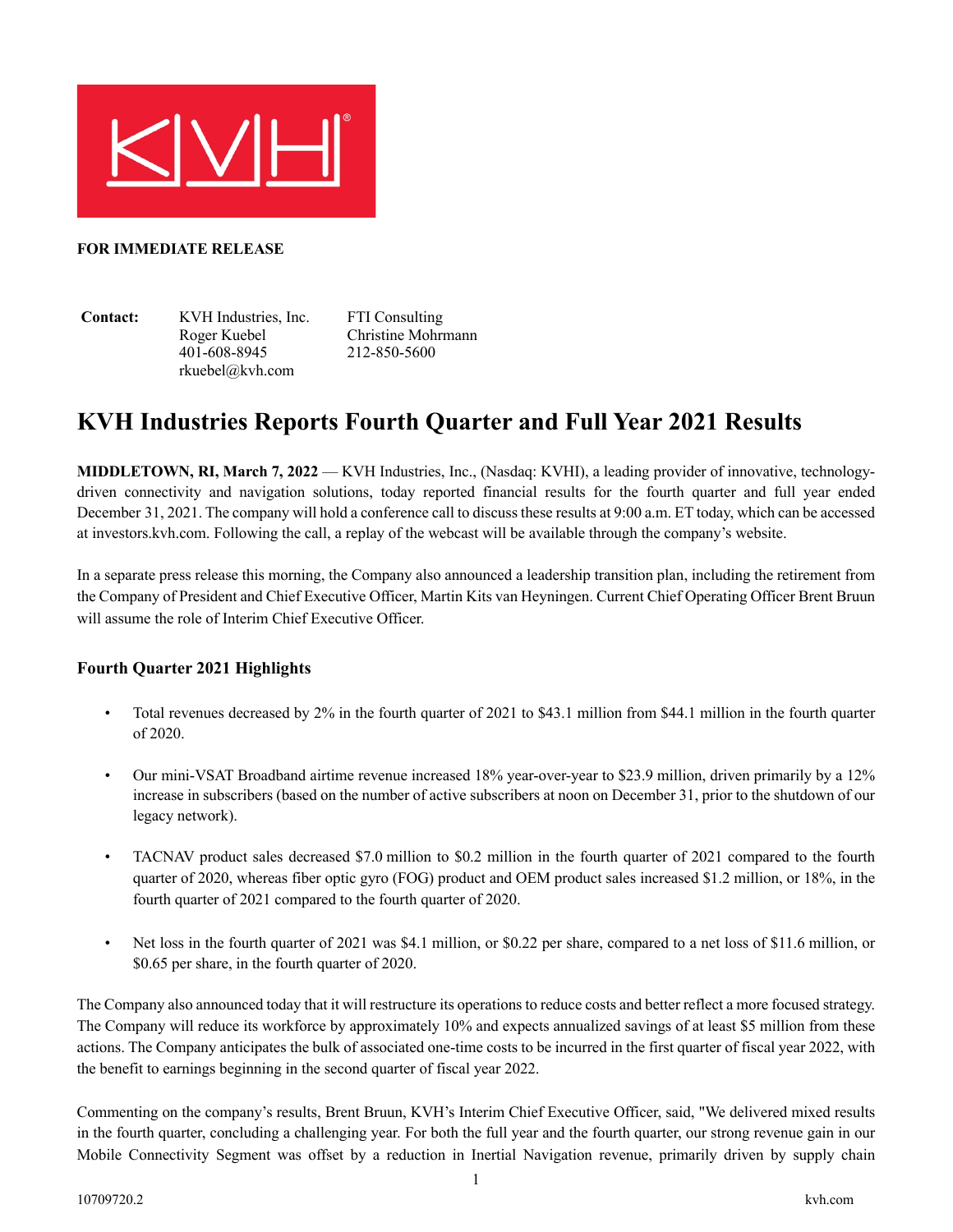**FOR IMMEDIATE RELEASE**

| **Contact:** | KVH Industries, Inc. | FTI Consulting |
|---|---|---|
| | Roger Kuebel | Christine Mohrmann |
| | 401-608-8945 | 212-850-5600 |
| | rkuebel@kvh.com | |

# KVH Industries Reports Fourth Quarter and Full Year 2021 Results

**MIDDLETOWN, RI, March 7, 2022** — KVH Industries, Inc., (Nasdaq: KVHI), a leading provider of innovative, technology-driven connectivity and navigation solutions, today reported financial results for the fourth quarter and full year ended December 31, 2021. The company will hold a conference call to discuss these results at 9:00 a.m. ET today, which can be accessed at investors.kvh.com. Following the call, a replay of the webcast will be available through the company's website.

In a separate press release this morning, the Company also announced a leadership transition plan, including the retirement from the Company of President and Chief Executive Officer, Martin Kits van Heyningen. Current Chief Operating Officer Brent Bruun will assume the role of Interim Chief Executive Officer.

### Fourth Quarter 2021 Highlights

- Total revenues decreased by 2% in the fourth quarter of 2021 to $43.1 million from $44.1 million in the fourth quarter of 2020.
- Our mini-VSAT Broadband airtime revenue increased 18% year-over-year to $23.9 million, driven primarily by a 12% increase in subscribers (based on the number of active subscribers at noon on December 31, prior to the shutdown of our legacy network).
- TACNAV product sales decreased $7.0 million to $0.2 million in the fourth quarter of 2021 compared to the fourth quarter of 2020, whereas fiber optic gyro (FOG) product and OEM product sales increased $1.2 million, or 18%, in the fourth quarter of 2021 compared to the fourth quarter of 2020.
- Net loss in the fourth quarter of 2021 was $4.1 million, or $0.22 per share, compared to a net loss of $11.6 million, or $0.65 per share, in the fourth quarter of 2020.

The Company also announced today that it will restructure its operations to reduce costs and better reflect a more focused strategy. The Company will reduce its workforce by approximately 10% and expects annualized savings of at least $5 million from these actions. The Company anticipates the bulk of associated one-time costs to be incurred in the first quarter of fiscal year 2022, with the benefit to earnings beginning in the second quarter of fiscal year 2022.

Commenting on the company's results, Brent Bruun, KVH's Interim Chief Executive Officer, said, "We delivered mixed results in the fourth quarter, concluding a challenging year. For both the full year and the fourth quarter, our strong revenue gain in our Mobile Connectivity Segment was offset by a reduction in Inertial Navigation revenue, primarily driven by supply chain

10709720.2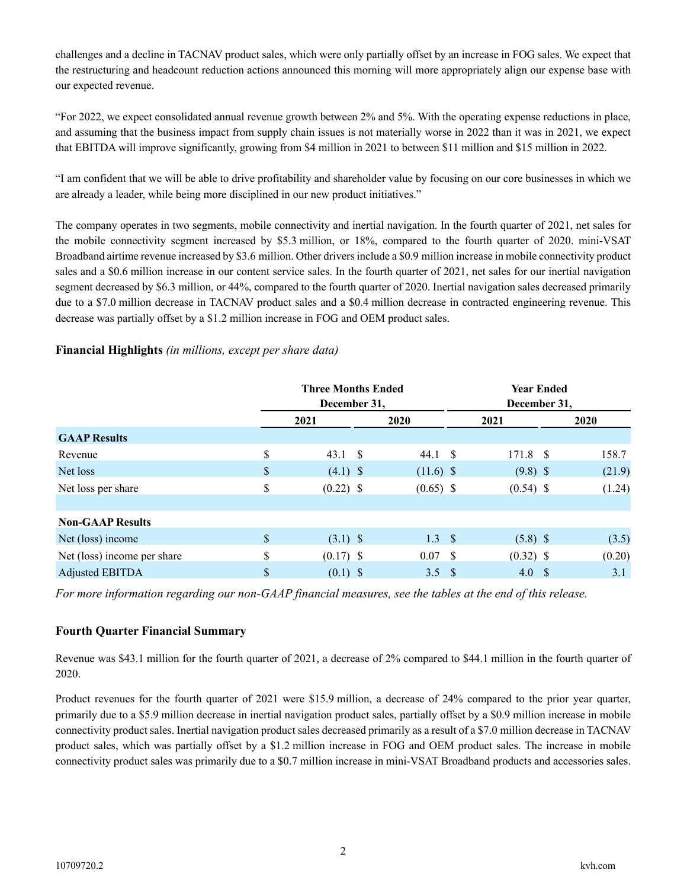challenges and a decline in TACNAV product sales, which were only partially offset by an increase in FOG sales. We expect that the restructuring and headcount reduction actions announced this morning will more appropriately align our expense base with our expected revenue.

"For 2022, we expect consolidated annual revenue growth between 2% and 5%. With the operating expense reductions in place, and assuming that the business impact from supply chain issues is not materially worse in 2022 than it was in 2021, we expect that EBITDA will improve significantly, growing from $4 million in 2021 to between $11 million and $15 million in 2022.

"I am confident that we will be able to drive profitability and shareholder value by focusing on our core businesses in which we are already a leader, while being more disciplined in our new product initiatives."

The company operates in two segments, mobile connectivity and inertial navigation. In the fourth quarter of 2021, net sales for the mobile connectivity segment increased by $5.3 million, or 18%, compared to the fourth quarter of 2020. mini-VSAT Broadband airtime revenue increased by $3.6 million. Other drivers include a $0.9 million increase in mobile connectivity product sales and a $0.6 million increase in our content service sales. In the fourth quarter of 2021, net sales for our inertial navigation segment decreased by $6.3 million, or 44%, compared to the fourth quarter of 2020. Inertial navigation sales decreased primarily due to a $7.0 million decrease in TACNAV product sales and a $0.4 million decrease in contracted engineering revenue. This decrease was partially offset by a $1.2 million increase in FOG and OEM product sales.

**Financial Highlights** *(in millions, except per share data)*

| | Three Months Ended December 31, | | Year Ended December 31, | |
|---|---|---|---|---|
| | 2021 | 2020 | 2021 | 2020 |
| **GAAP Results** | | | | |
| Revenue | $ 43.1 | $ 44.1 | $ 171.8 | $ 158.7 |
| Net loss | $ (4.1) | $ (11.6) | $ (9.8) | $ (21.9) |
| Net loss per share | $ (0.22) | $ (0.65) | $ (0.54) | $ (1.24) |
| | | | | |
| **Non-GAAP Results** | | | | |
| Net (loss) income | $ (3.1) | $ 1.3 | $ (5.8) | $ (3.5) |
| Net (loss) income per share | $ (0.17) | $ 0.07 | $ (0.32) | $ (0.20) |
| Adjusted EBITDA | $ (0.1) | $ 3.5 | $ 4.0 | $ 3.1 |

*For more information regarding our non-GAAP financial measures, see the tables at the end of this release.*

## Fourth Quarter Financial Summary

Revenue was $43.1 million for the fourth quarter of 2021, a decrease of 2% compared to $44.1 million in the fourth quarter of 2020.

Product revenues for the fourth quarter of 2021 were $15.9 million, a decrease of 24% compared to the prior year quarter, primarily due to a $5.9 million decrease in inertial navigation product sales, partially offset by a $0.9 million increase in mobile connectivity product sales. Inertial navigation product sales decreased primarily as a result of a $7.0 million decrease in TACNAV product sales, which was partially offset by a $1.2 million increase in FOG and OEM product sales. The increase in mobile connectivity product sales was primarily due to a $0.7 million increase in mini-VSAT Broadband products and accessories sales.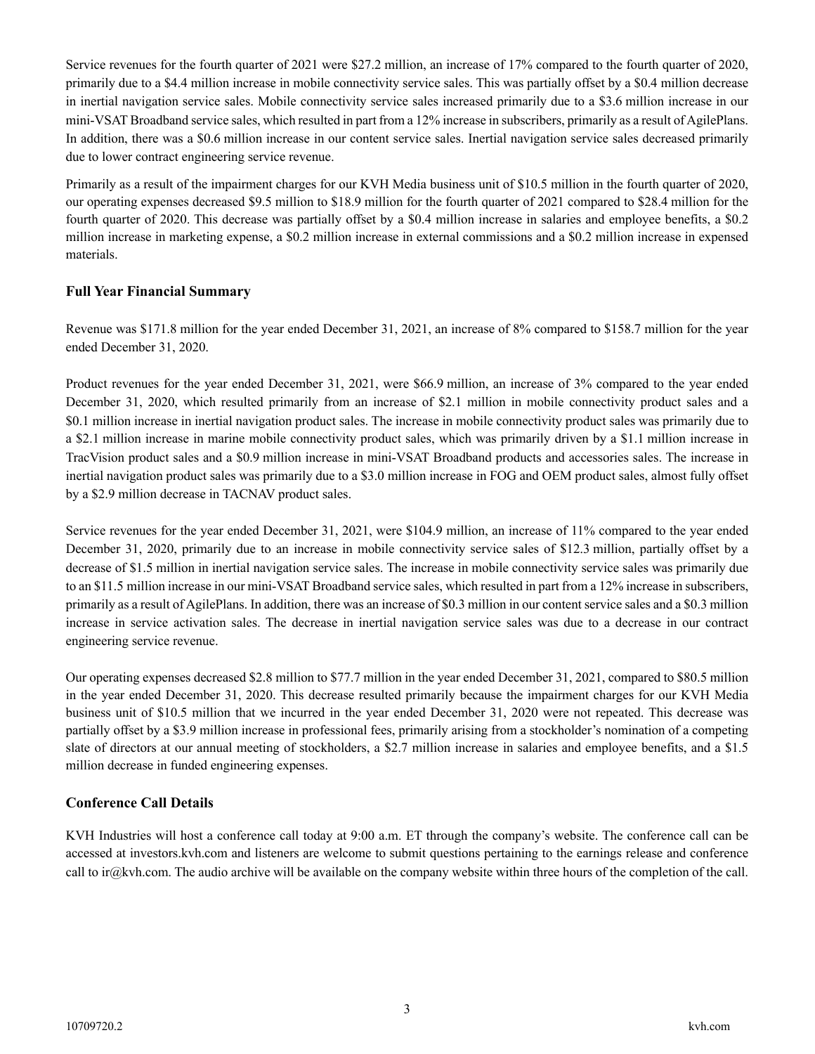Service revenues for the fourth quarter of 2021 were $27.2 million, an increase of 17% compared to the fourth quarter of 2020, primarily due to a $4.4 million increase in mobile connectivity service sales. This was partially offset by a $0.4 million decrease in inertial navigation service sales. Mobile connectivity service sales increased primarily due to a $3.6 million increase in our mini-VSAT Broadband service sales, which resulted in part from a 12% increase in subscribers, primarily as a result of AgilePlans. In addition, there was a $0.6 million increase in our content service sales. Inertial navigation service sales decreased primarily due to lower contract engineering service revenue.

Primarily as a result of the impairment charges for our KVH Media business unit of $10.5 million in the fourth quarter of 2020, our operating expenses decreased $9.5 million to $18.9 million for the fourth quarter of 2021 compared to $28.4 million for the fourth quarter of 2020. This decrease was partially offset by a $0.4 million increase in salaries and employee benefits, a $0.2 million increase in marketing expense, a $0.2 million increase in external commissions and a $0.2 million increase in expensed materials.

### Full Year Financial Summary

Revenue was $171.8 million for the year ended December 31, 2021, an increase of 8% compared to $158.7 million for the year ended December 31, 2020.

Product revenues for the year ended December 31, 2021, were $66.9 million, an increase of 3% compared to the year ended December 31, 2020, which resulted primarily from an increase of $2.1 million in mobile connectivity product sales and a $0.1 million increase in inertial navigation product sales. The increase in mobile connectivity product sales was primarily due to a $2.1 million increase in marine mobile connectivity product sales, which was primarily driven by a $1.1 million increase in TracVision product sales and a $0.9 million increase in mini-VSAT Broadband products and accessories sales. The increase in inertial navigation product sales was primarily due to a $3.0 million increase in FOG and OEM product sales, almost fully offset by a $2.9 million decrease in TACNAV product sales.

Service revenues for the year ended December 31, 2021, were $104.9 million, an increase of 11% compared to the year ended December 31, 2020, primarily due to an increase in mobile connectivity service sales of $12.3 million, partially offset by a decrease of $1.5 million in inertial navigation service sales. The increase in mobile connectivity service sales was primarily due to an $11.5 million increase in our mini-VSAT Broadband service sales, which resulted in part from a 12% increase in subscribers, primarily as a result of AgilePlans. In addition, there was an increase of $0.3 million in our content service sales and a $0.3 million increase in service activation sales. The decrease in inertial navigation service sales was due to a decrease in our contract engineering service revenue.

Our operating expenses decreased $2.8 million to $77.7 million in the year ended December 31, 2021, compared to $80.5 million in the year ended December 31, 2020. This decrease resulted primarily because the impairment charges for our KVH Media business unit of $10.5 million that we incurred in the year ended December 31, 2020 were not repeated. This decrease was partially offset by a $3.9 million increase in professional fees, primarily arising from a stockholder's nomination of a competing slate of directors at our annual meeting of stockholders, a $2.7 million increase in salaries and employee benefits, and a $1.5 million decrease in funded engineering expenses.

### Conference Call Details

KVH Industries will host a conference call today at 9:00 a.m. ET through the company's website. The conference call can be accessed at investors.kvh.com and listeners are welcome to submit questions pertaining to the earnings release and conference call to ir@kvh.com. The audio archive will be available on the company website within three hours of the completion of the call.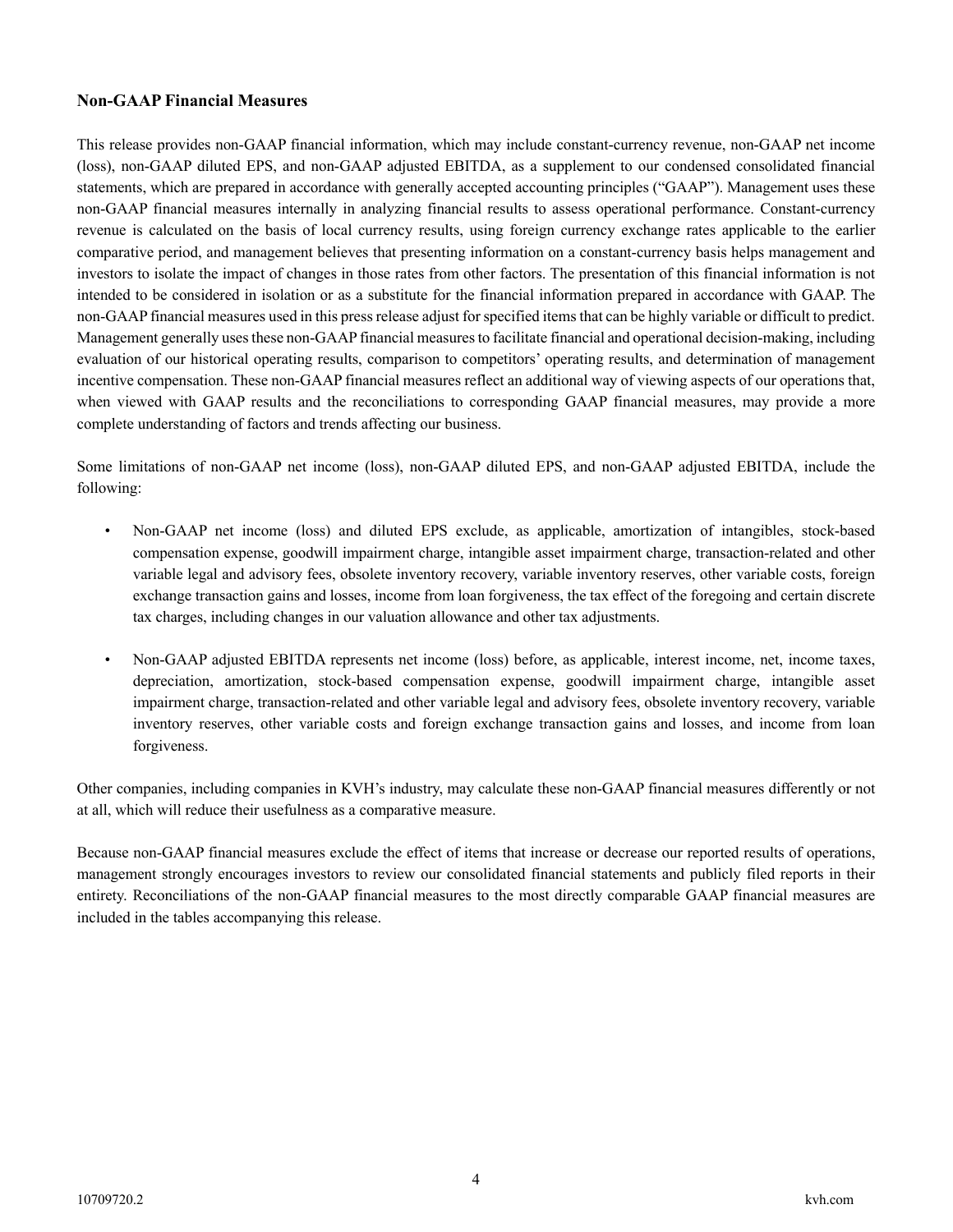## Non-GAAP Financial Measures

This release provides non-GAAP financial information, which may include constant-currency revenue, non-GAAP net income (loss), non-GAAP diluted EPS, and non-GAAP adjusted EBITDA, as a supplement to our condensed consolidated financial statements, which are prepared in accordance with generally accepted accounting principles ("GAAP"). Management uses these non-GAAP financial measures internally in analyzing financial results to assess operational performance. Constant-currency revenue is calculated on the basis of local currency results, using foreign currency exchange rates applicable to the earlier comparative period, and management believes that presenting information on a constant-currency basis helps management and investors to isolate the impact of changes in those rates from other factors. The presentation of this financial information is not intended to be considered in isolation or as a substitute for the financial information prepared in accordance with GAAP. The non-GAAP financial measures used in this press release adjust for specified items that can be highly variable or difficult to predict. Management generally uses these non-GAAP financial measures to facilitate financial and operational decision-making, including evaluation of our historical operating results, comparison to competitors' operating results, and determination of management incentive compensation. These non-GAAP financial measures reflect an additional way of viewing aspects of our operations that, when viewed with GAAP results and the reconciliations to corresponding GAAP financial measures, may provide a more complete understanding of factors and trends affecting our business.

Some limitations of non-GAAP net income (loss), non-GAAP diluted EPS, and non-GAAP adjusted EBITDA, include the following:

- Non-GAAP net income (loss) and diluted EPS exclude, as applicable, amortization of intangibles, stock-based compensation expense, goodwill impairment charge, intangible asset impairment charge, transaction-related and other variable legal and advisory fees, obsolete inventory recovery, variable inventory reserves, other variable costs, foreign exchange transaction gains and losses, income from loan forgiveness, the tax effect of the foregoing and certain discrete tax charges, including changes in our valuation allowance and other tax adjustments.

- Non-GAAP adjusted EBITDA represents net income (loss) before, as applicable, interest income, net, income taxes, depreciation, amortization, stock-based compensation expense, goodwill impairment charge, intangible asset impairment charge, transaction-related and other variable legal and advisory fees, obsolete inventory recovery, variable inventory reserves, other variable costs and foreign exchange transaction gains and losses, and income from loan forgiveness.

Other companies, including companies in KVH's industry, may calculate these non-GAAP financial measures differently or not at all, which will reduce their usefulness as a comparative measure.

Because non-GAAP financial measures exclude the effect of items that increase or decrease our reported results of operations, management strongly encourages investors to review our consolidated financial statements and publicly filed reports in their entirety. Reconciliations of the non-GAAP financial measures to the most directly comparable GAAP financial measures are included in the tables accompanying this release.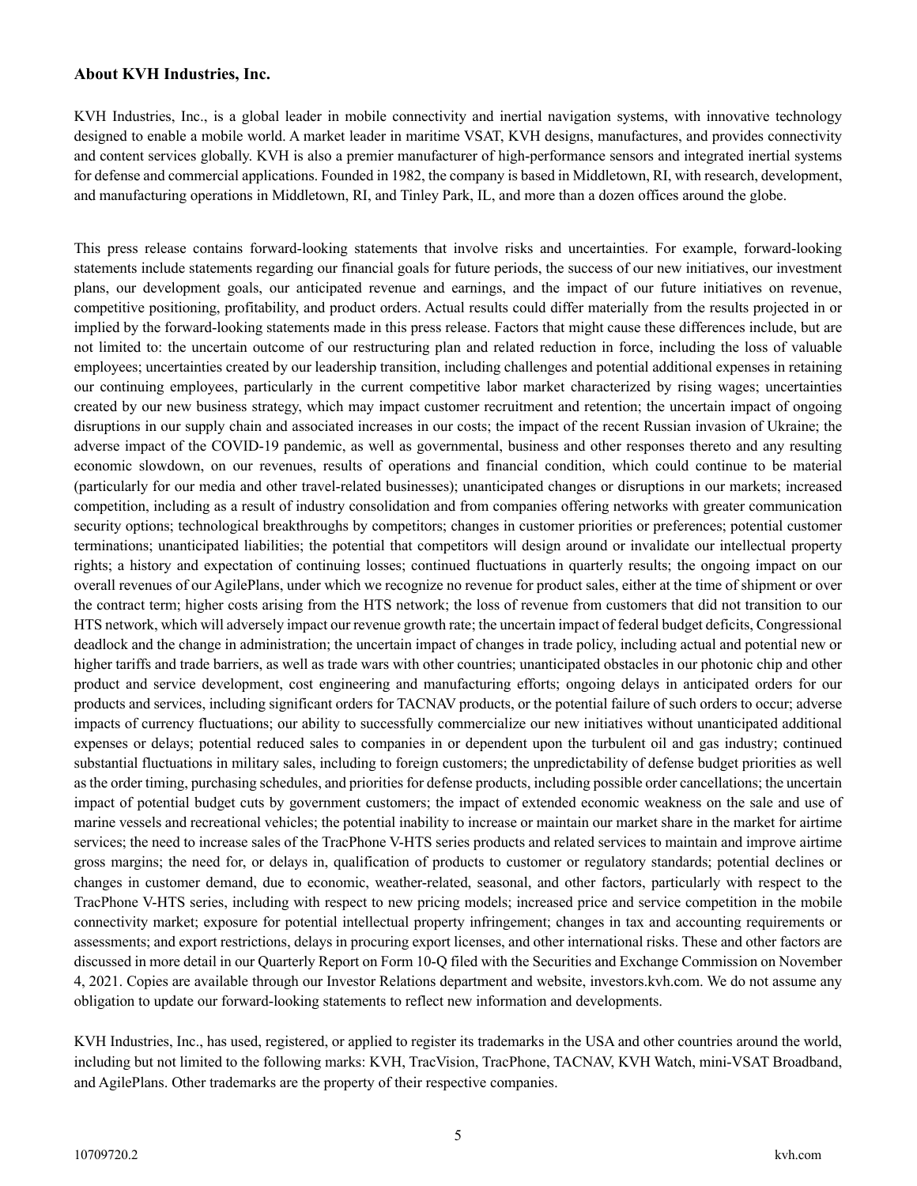### About KVH Industries, Inc.

KVH Industries, Inc., is a global leader in mobile connectivity and inertial navigation systems, with innovative technology designed to enable a mobile world. A market leader in maritime VSAT, KVH designs, manufactures, and provides connectivity and content services globally. KVH is also a premier manufacturer of high-performance sensors and integrated inertial systems for defense and commercial applications. Founded in 1982, the company is based in Middletown, RI, with research, development, and manufacturing operations in Middletown, RI, and Tinley Park, IL, and more than a dozen offices around the globe.

This press release contains forward-looking statements that involve risks and uncertainties. For example, forward-looking statements include statements regarding our financial goals for future periods, the success of our new initiatives, our investment plans, our development goals, our anticipated revenue and earnings, and the impact of our future initiatives on revenue, competitive positioning, profitability, and product orders. Actual results could differ materially from the results projected in or implied by the forward-looking statements made in this press release. Factors that might cause these differences include, but are not limited to: the uncertain outcome of our restructuring plan and related reduction in force, including the loss of valuable employees; uncertainties created by our leadership transition, including challenges and potential additional expenses in retaining our continuing employees, particularly in the current competitive labor market characterized by rising wages; uncertainties created by our new business strategy, which may impact customer recruitment and retention; the uncertain impact of ongoing disruptions in our supply chain and associated increases in our costs; the impact of the recent Russian invasion of Ukraine; the adverse impact of the COVID-19 pandemic, as well as governmental, business and other responses thereto and any resulting economic slowdown, on our revenues, results of operations and financial condition, which could continue to be material (particularly for our media and other travel-related businesses); unanticipated changes or disruptions in our markets; increased competition, including as a result of industry consolidation and from companies offering networks with greater communication security options; technological breakthroughs by competitors; changes in customer priorities or preferences; potential customer terminations; unanticipated liabilities; the potential that competitors will design around or invalidate our intellectual property rights; a history and expectation of continuing losses; continued fluctuations in quarterly results; the ongoing impact on our overall revenues of our AgilePlans, under which we recognize no revenue for product sales, either at the time of shipment or over the contract term; higher costs arising from the HTS network; the loss of revenue from customers that did not transition to our HTS network, which will adversely impact our revenue growth rate; the uncertain impact of federal budget deficits, Congressional deadlock and the change in administration; the uncertain impact of changes in trade policy, including actual and potential new or higher tariffs and trade barriers, as well as trade wars with other countries; unanticipated obstacles in our photonic chip and other product and service development, cost engineering and manufacturing efforts; ongoing delays in anticipated orders for our products and services, including significant orders for TACNAV products, or the potential failure of such orders to occur; adverse impacts of currency fluctuations; our ability to successfully commercialize our new initiatives without unanticipated additional expenses or delays; potential reduced sales to companies in or dependent upon the turbulent oil and gas industry; continued substantial fluctuations in military sales, including to foreign customers; the unpredictability of defense budget priorities as well as the order timing, purchasing schedules, and priorities for defense products, including possible order cancellations; the uncertain impact of potential budget cuts by government customers; the impact of extended economic weakness on the sale and use of marine vessels and recreational vehicles; the potential inability to increase or maintain our market share in the market for airtime services; the need to increase sales of the TracPhone V-HTS series products and related services to maintain and improve airtime gross margins; the need for, or delays in, qualification of products to customer or regulatory standards; potential declines or changes in customer demand, due to economic, weather-related, seasonal, and other factors, particularly with respect to the TracPhone V-HTS series, including with respect to new pricing models; increased price and service competition in the mobile connectivity market; exposure for potential intellectual property infringement; changes in tax and accounting requirements or assessments; and export restrictions, delays in procuring export licenses, and other international risks. These and other factors are discussed in more detail in our Quarterly Report on Form 10-Q filed with the Securities and Exchange Commission on November 4, 2021. Copies are available through our Investor Relations department and website, investors.kvh.com. We do not assume any obligation to update our forward-looking statements to reflect new information and developments.

KVH Industries, Inc., has used, registered, or applied to register its trademarks in the USA and other countries around the world, including but not limited to the following marks: KVH, TracVision, TracPhone, TACNAV, KVH Watch, mini-VSAT Broadband, and AgilePlans. Other trademarks are the property of their respective companies.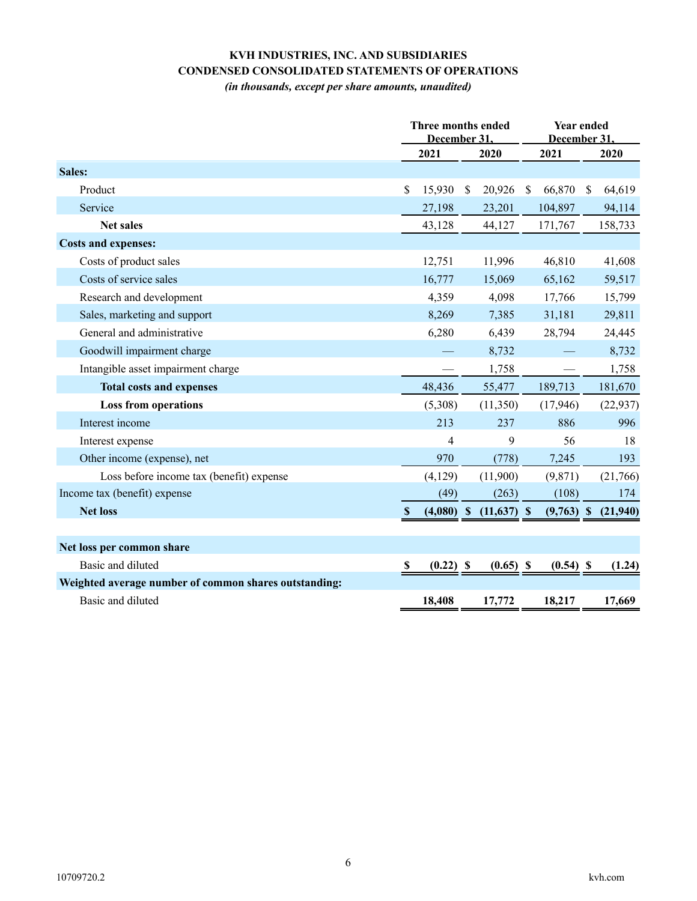# KVH INDUSTRIES, INC. AND SUBSIDIARIES
## CONDENSED CONSOLIDATED STATEMENTS OF OPERATIONS
*(in thousands, except per share amounts, unaudited)*

| | Three months ended December 31, | | Year ended December 31, | |
|---|---|---|---|---|
| | 2021 | 2020 | 2021 | 2020 |
| **Sales:** | | | | |
| Product | $ 15,930 | $ 20,926 | $ 66,870 | $ 64,619 |
| Service | 27,198 | 23,201 | 104,897 | 94,114 |
| **Net sales** | 43,128 | 44,127 | 171,767 | 158,733 |
| **Costs and expenses:** | | | | |
| Costs of product sales | 12,751 | 11,996 | 46,810 | 41,608 |
| Costs of service sales | 16,777 | 15,069 | 65,162 | 59,517 |
| Research and development | 4,359 | 4,098 | 17,766 | 15,799 |
| Sales, marketing and support | 8,269 | 7,385 | 31,181 | 29,811 |
| General and administrative | 6,280 | 6,439 | 28,794 | 24,445 |
| Goodwill impairment charge | — | 8,732 | — | 8,732 |
| Intangible asset impairment charge | — | 1,758 | — | 1,758 |
| **Total costs and expenses** | 48,436 | 55,477 | 189,713 | 181,670 |
| **Loss from operations** | (5,308) | (11,350) | (17,946) | (22,937) |
| Interest income | 213 | 237 | 886 | 996 |
| Interest expense | 4 | 9 | 56 | 18 |
| Other income (expense), net | 970 | (778) | 7,245 | 193 |
| Loss before income tax (benefit) expense | (4,129) | (11,900) | (9,871) | (21,766) |
| Income tax (benefit) expense | (49) | (263) | (108) | 174 |
| **Net loss** | **$ (4,080)** | **$ (11,637)** | **$ (9,763)** | **$ (21,940)** |
| | | | | |
| **Net loss per common share** | | | | |
| Basic and diluted | **$ (0.22)** | **$ (0.65)** | **$ (0.54)** | **$ (1.24)** |
| **Weighted average number of common shares outstanding:** | | | | |
| Basic and diluted | **18,408** | **17,772** | **18,217** | **17,669** |

10709720.2

kvh.com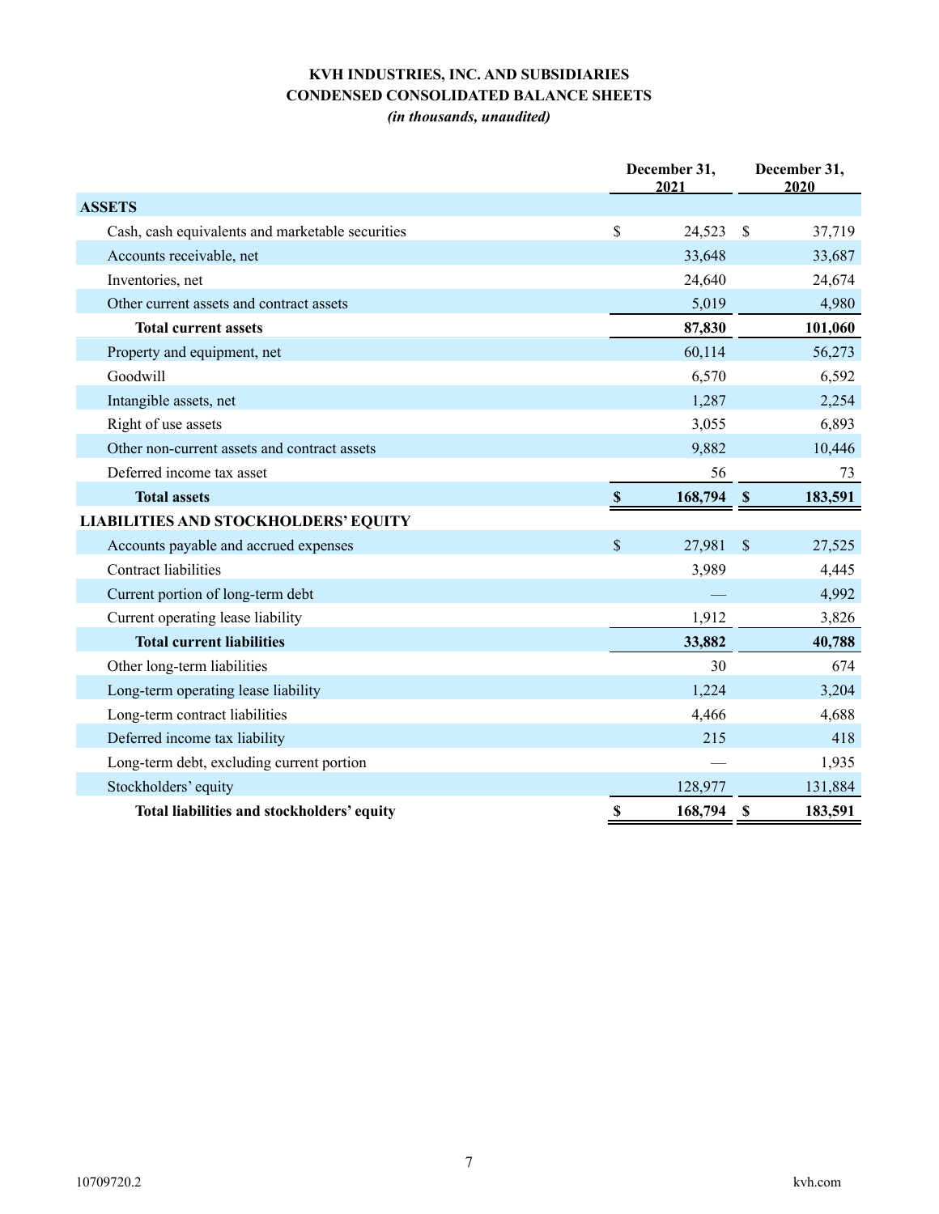**KVH INDUSTRIES, INC. AND SUBSIDIARIES**
**CONDENSED CONSOLIDATED BALANCE SHEETS**
*(in thousands, unaudited)*

| | December 31, 2021 | December 31, 2020 |
|---|---|---|
| **ASSETS** | | |
| Cash, cash equivalents and marketable securities | $ 24,523 | $ 37,719 |
| Accounts receivable, net | 33,648 | 33,687 |
| Inventories, net | 24,640 | 24,674 |
| Other current assets and contract assets | 5,019 | 4,980 |
| **Total current assets** | **87,830** | **101,060** |
| Property and equipment, net | 60,114 | 56,273 |
| Goodwill | 6,570 | 6,592 |
| Intangible assets, net | 1,287 | 2,254 |
| Right of use assets | 3,055 | 6,893 |
| Other non-current assets and contract assets | 9,882 | 10,446 |
| Deferred income tax asset | 56 | 73 |
| **Total assets** | **$ 168,794** | **$ 183,591** |
| **LIABILITIES AND STOCKHOLDERS' EQUITY** | | |
| Accounts payable and accrued expenses | $ 27,981 | $ 27,525 |
| Contract liabilities | 3,989 | 4,445 |
| Current portion of long-term debt | — | 4,992 |
| Current operating lease liability | 1,912 | 3,826 |
| **Total current liabilities** | **33,882** | **40,788** |
| Other long-term liabilities | 30 | 674 |
| Long-term operating lease liability | 1,224 | 3,204 |
| Long-term contract liabilities | 4,466 | 4,688 |
| Deferred income tax liability | 215 | 418 |
| Long-term debt, excluding current portion | — | 1,935 |
| Stockholders' equity | 128,977 | 131,884 |
| **Total liabilities and stockholders' equity** | **$ 168,794** | **$ 183,591** |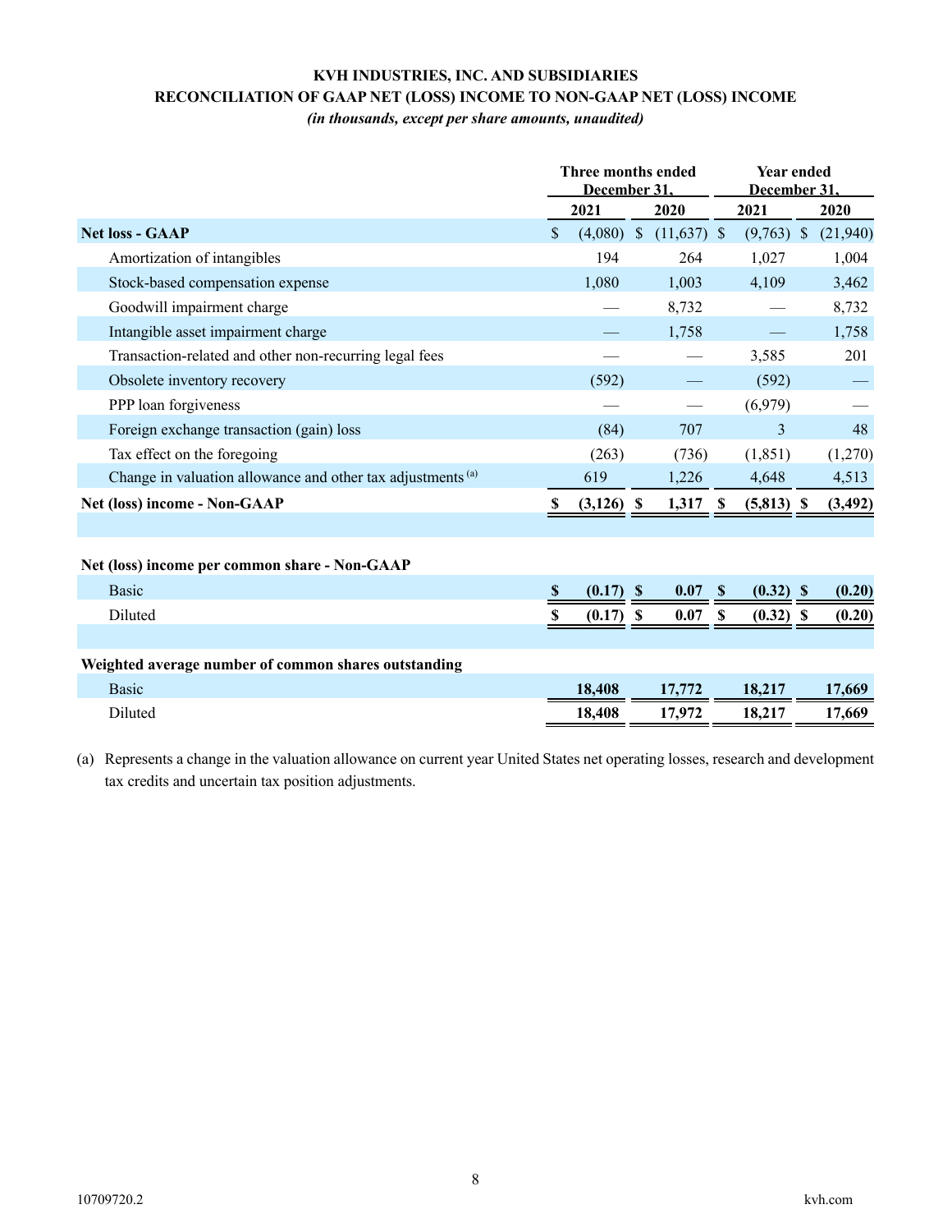**KVH INDUSTRIES, INC. AND SUBSIDIARIES**
**RECONCILIATION OF GAAP NET (LOSS) INCOME TO NON-GAAP NET (LOSS) INCOME**
*(in thousands, except per share amounts, unaudited)*

| | Three months ended December 31, | | Year ended December 31, | |
|---|---|---|---|---|
| | 2021 | 2020 | 2021 | 2020 |
| **Net loss - GAAP** | $ (4,080) | $ (11,637) | $ (9,763) | $ (21,940) |
| Amortization of intangibles | 194 | 264 | 1,027 | 1,004 |
| Stock-based compensation expense | 1,080 | 1,003 | 4,109 | 3,462 |
| Goodwill impairment charge | — | 8,732 | — | 8,732 |
| Intangible asset impairment charge | — | 1,758 | — | 1,758 |
| Transaction-related and other non-recurring legal fees | — | — | 3,585 | 201 |
| Obsolete inventory recovery | (592) | — | (592) | — |
| PPP loan forgiveness | — | — | (6,979) | — |
| Foreign exchange transaction (gain) loss | (84) | 707 | 3 | 48 |
| Tax effect on the foregoing | (263) | (736) | (1,851) | (1,270) |
| Change in valuation allowance and other tax adjustments [(a)] | 619 | 1,226 | 4,648 | 4,513 |
| **Net (loss) income - Non-GAAP** | **$ (3,126)** | **$ 1,317** | **$ (5,813)** | **$ (3,492)** |
| | | | | |
| **Net (loss) income per common share - Non-GAAP** | | | | |
| Basic | **$ (0.17)** | **$ 0.07** | **$ (0.32)** | **$ (0.20)** |
| Diluted | **$ (0.17)** | **$ 0.07** | **$ (0.32)** | **$ (0.20)** |
| | | | | |
| **Weighted average number of common shares outstanding** | | | | |
| Basic | **18,408** | **17,772** | **18,217** | **17,669** |
| Diluted | **18,408** | **17,972** | **18,217** | **17,669** |

(a) Represents a change in the valuation allowance on current year United States net operating losses, research and development tax credits and uncertain tax position adjustments.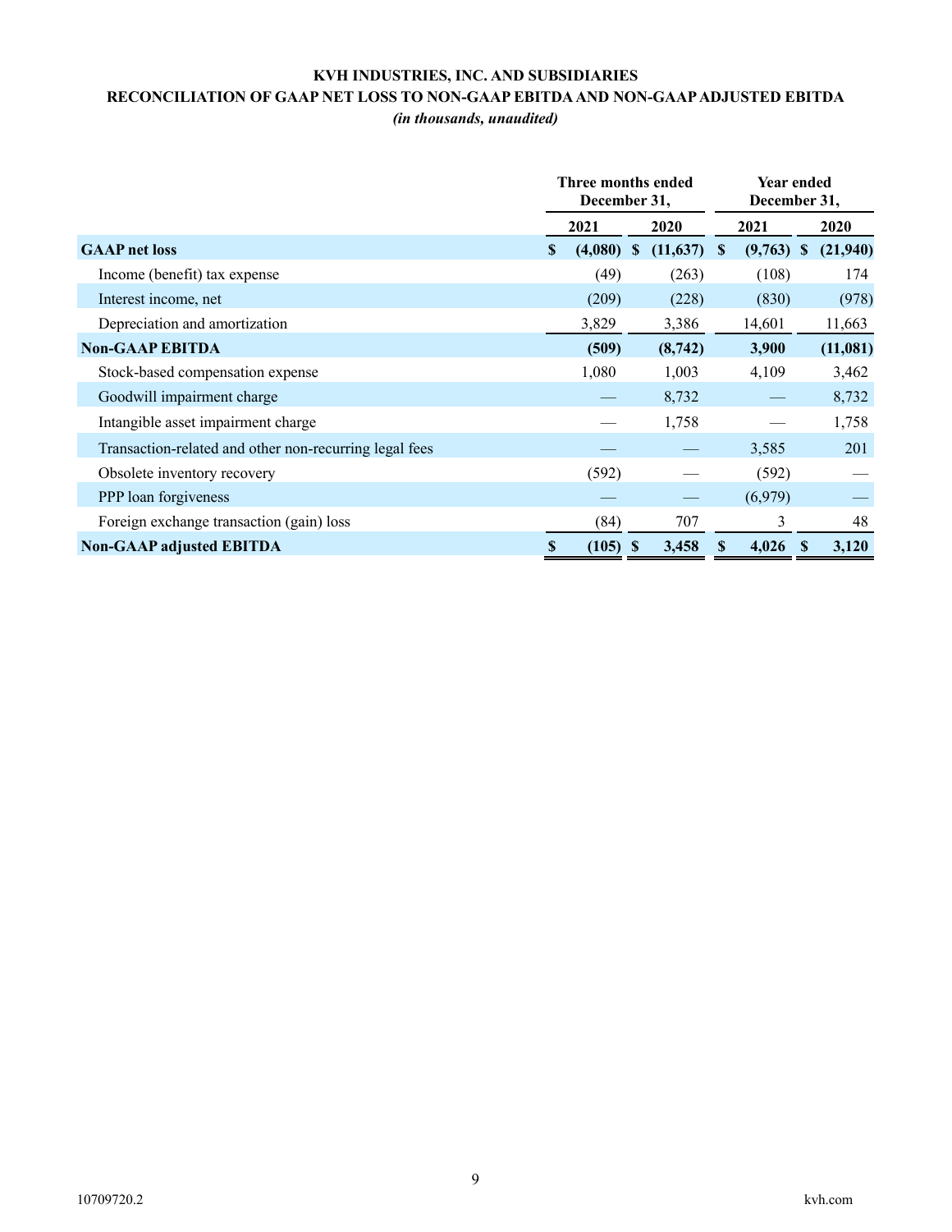**KVH INDUSTRIES, INC. AND SUBSIDIARIES**

**RECONCILIATION OF GAAP NET LOSS TO NON-GAAP EBITDA AND NON-GAAP ADJUSTED EBITDA**

***(in thousands, unaudited)***

| | Three months ended December 31, | | Year ended December 31, | |
|---|---|---|---|---|
| | **2021** | **2020** | **2021** | **2020** |
| **GAAP net loss** | **$ (4,080)** | **$ (11,637)** | **$ (9,763)** | **$ (21,940)** |
| Income (benefit) tax expense | (49) | (263) | (108) | 174 |
| Interest income, net | (209) | (228) | (830) | (978) |
| Depreciation and amortization | 3,829 | 3,386 | 14,601 | 11,663 |
| **Non-GAAP EBITDA** | **(509)** | **(8,742)** | **3,900** | **(11,081)** |
| Stock-based compensation expense | 1,080 | 1,003 | 4,109 | 3,462 |
| Goodwill impairment charge | — | 8,732 | — | 8,732 |
| Intangible asset impairment charge | — | 1,758 | — | 1,758 |
| Transaction-related and other non-recurring legal fees | — | — | 3,585 | 201 |
| Obsolete inventory recovery | (592) | — | (592) | — |
| PPP loan forgiveness | — | — | (6,979) | — |
| Foreign exchange transaction (gain) loss | (84) | 707 | 3 | 48 |
| **Non-GAAP adjusted EBITDA** | **$ (105)** | **$ 3,458** | **$ 4,026** | **$ 3,120** |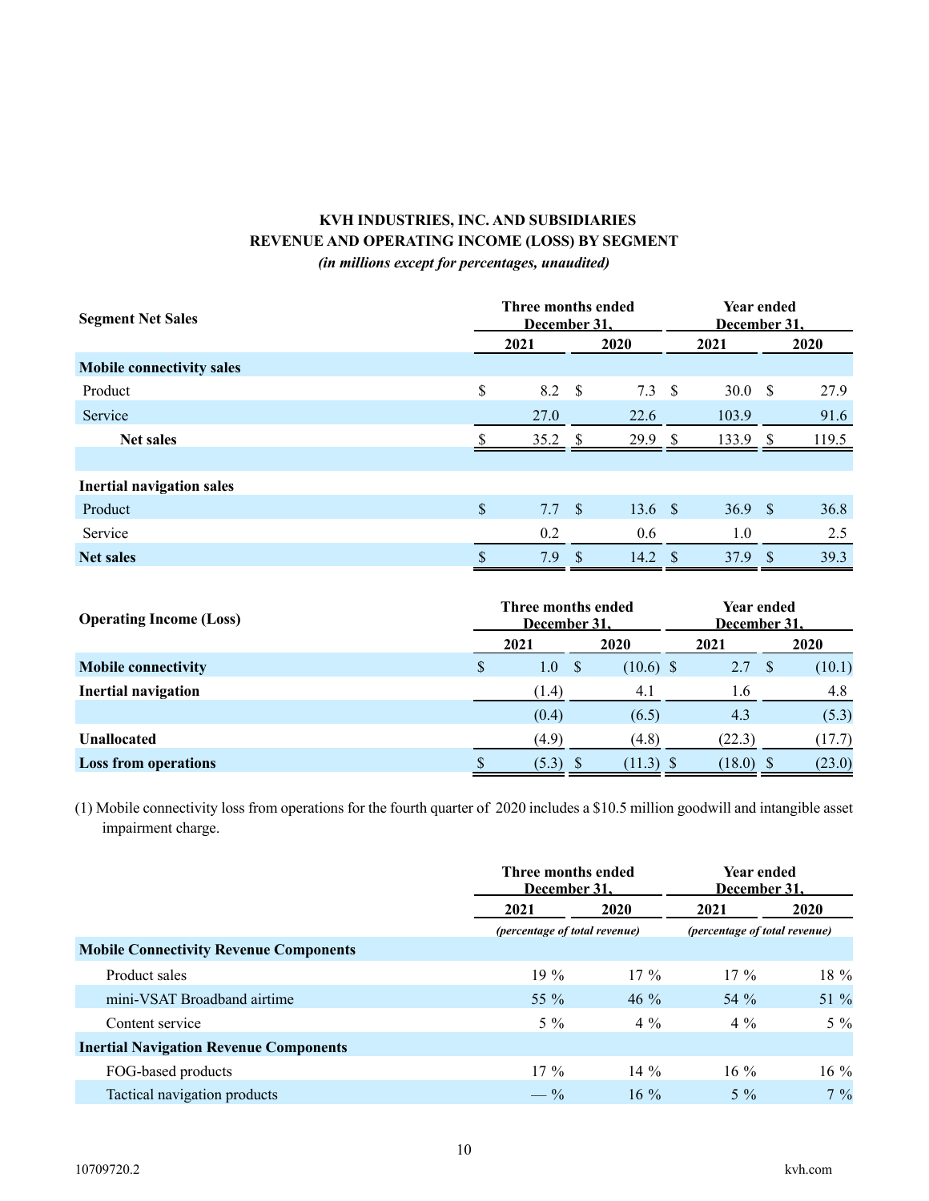**KVH INDUSTRIES, INC. AND SUBSIDIARIES**
**REVENUE AND OPERATING INCOME (LOSS) BY SEGMENT**
***(in millions except for percentages, unaudited)***

| Segment Net Sales | Three months ended December 31, | | Year ended December 31, | |
|---|---|---|---|---|
| | 2021 | 2020 | 2021 | 2020 |
| **Mobile connectivity sales** | | | | |
| Product | $ 8.2 | $ 7.3 | $ 30.0 | $ 27.9 |
| Service | 27.0 | 22.6 | 103.9 | 91.6 |
| **Net sales** | $ 35.2 | $ 29.9 | $ 133.9 | $ 119.5 |
| | | | | |
| **Inertial navigation sales** | | | | |
| Product | $ 7.7 | $ 13.6 | $ 36.9 | $ 36.8 |
| Service | 0.2 | 0.6 | 1.0 | 2.5 |
| **Net sales** | $ 7.9 | $ 14.2 | $ 37.9 | $ 39.3 |

| Operating Income (Loss) | Three months ended December 31, | | Year ended December 31, | |
|---|---|---|---|---|
| | 2021 | 2020 | 2021 | 2020 |
| **Mobile connectivity** | $ 1.0 | $ (10.6) | $ 2.7 | $ (10.1) |
| **Inertial navigation** | (1.4) | 4.1 | 1.6 | 4.8 |
| | (0.4) | (6.5) | 4.3 | (5.3) |
| **Unallocated** | (4.9) | (4.8) | (22.3) | (17.7) |
| **Loss from operations** | $ (5.3) | $ (11.3) | $ (18.0) | $ (23.0) |

(1) Mobile connectivity loss from operations for the fourth quarter of 2020 includes a $10.5 million goodwill and intangible asset impairment charge.

| | Three months ended December 31, | | Year ended December 31, | |
|---|---|---|---|---|
| | 2021 | 2020 | 2021 | 2020 |
| | *(percentage of total revenue)* | | *(percentage of total revenue)* | |
| **Mobile Connectivity Revenue Components** | | | | |
| Product sales | 19 % | 17 % | 17 % | 18 % |
| mini-VSAT Broadband airtime | 55 % | 46 % | 54 % | 51 % |
| Content service | 5 % | 4 % | 4 % | 5 % |
| **Inertial Navigation Revenue Components** | | | | |
| FOG-based products | 17 % | 14 % | 16 % | 16 % |
| Tactical navigation products | — % | 16 % | 5 % | 7 % |